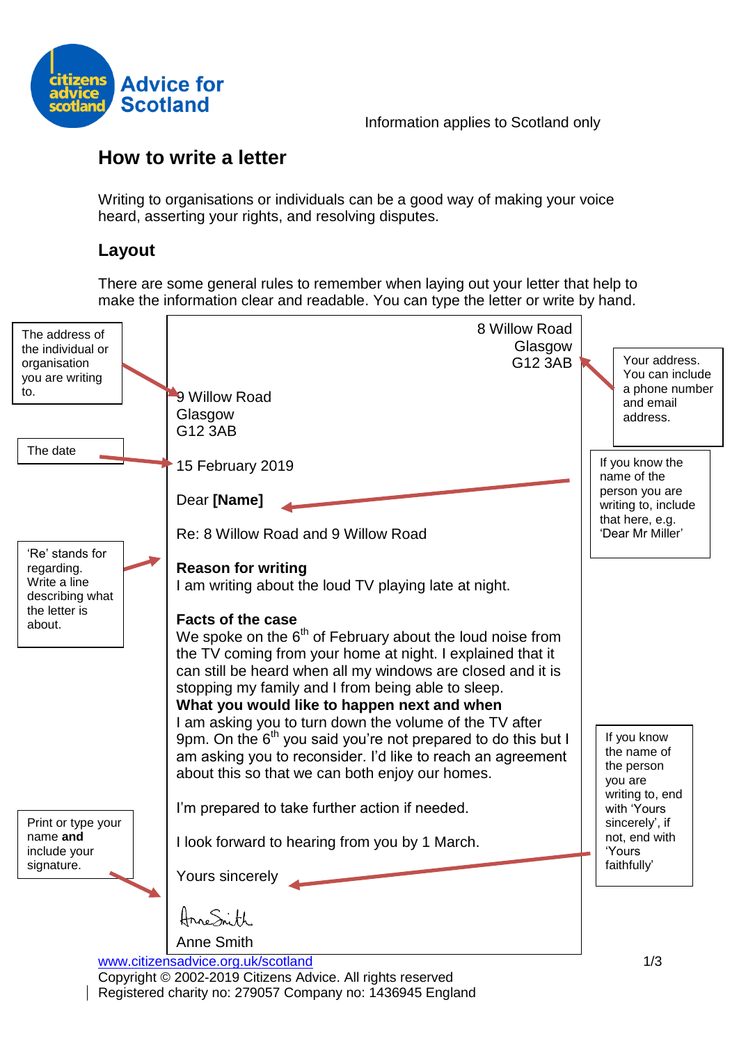Information applies to Scotland only

# How to write a letter

Writing to organisations or individuals can be a good way of making your voice heard, asserting your rights, and resolving disputes.

## Layout

There are some general rules to remember when laying out your letter that help to make the information clear and readable. You can type the letter or write by hand.

> 8 Willow Road
> Glasgow
> G12 3AB

*Your address. You can include a phone number and email address.*

*The address of the individual or organisation you are writing to.*

> 9 Willow Road
> Glasgow
> G12 3AB

*The date*

> 15 February 2019

*If you know the name of the person you are writing to, include that here, e.g. 'Dear Mr Miller'*

> Dear **[Name]**

*'Re' stands for regarding. Write a line describing what the letter is about.*

> Re: 8 Willow Road and 9 Willow Road
>
> **Reason for writing**
> I am writing about the loud TV playing late at night.
>
> **Facts of the case**
> We spoke on the 6th of February about the loud noise from the TV coming from your home at night. I explained that it can still be heard when all my windows are closed and it is stopping my family and I from being able to sleep.
>
> **What you would like to happen next and when**
> I am asking you to turn down the volume of the TV after 9pm. On the 6th you said you're not prepared to do this but I am asking you to reconsider. I'd like to reach an agreement about this so that we can both enjoy our homes.
>
> I'm prepared to take further action if needed.
>
> I look forward to hearing from you by 1 March.

*If you know the name of the person you are writing to, end with 'Yours sincerely', if not, end with 'Yours faithfully'*

> Yours sincerely

*Print or type your name **and** include your signature.*

> Anne Smith (signature)
> Anne Smith

www.citizensadvice.org.uk/scotland

Copyright © 2002-2019 Citizens Advice. All rights reserved
Registered charity no: 279057 Company no: 1436945 England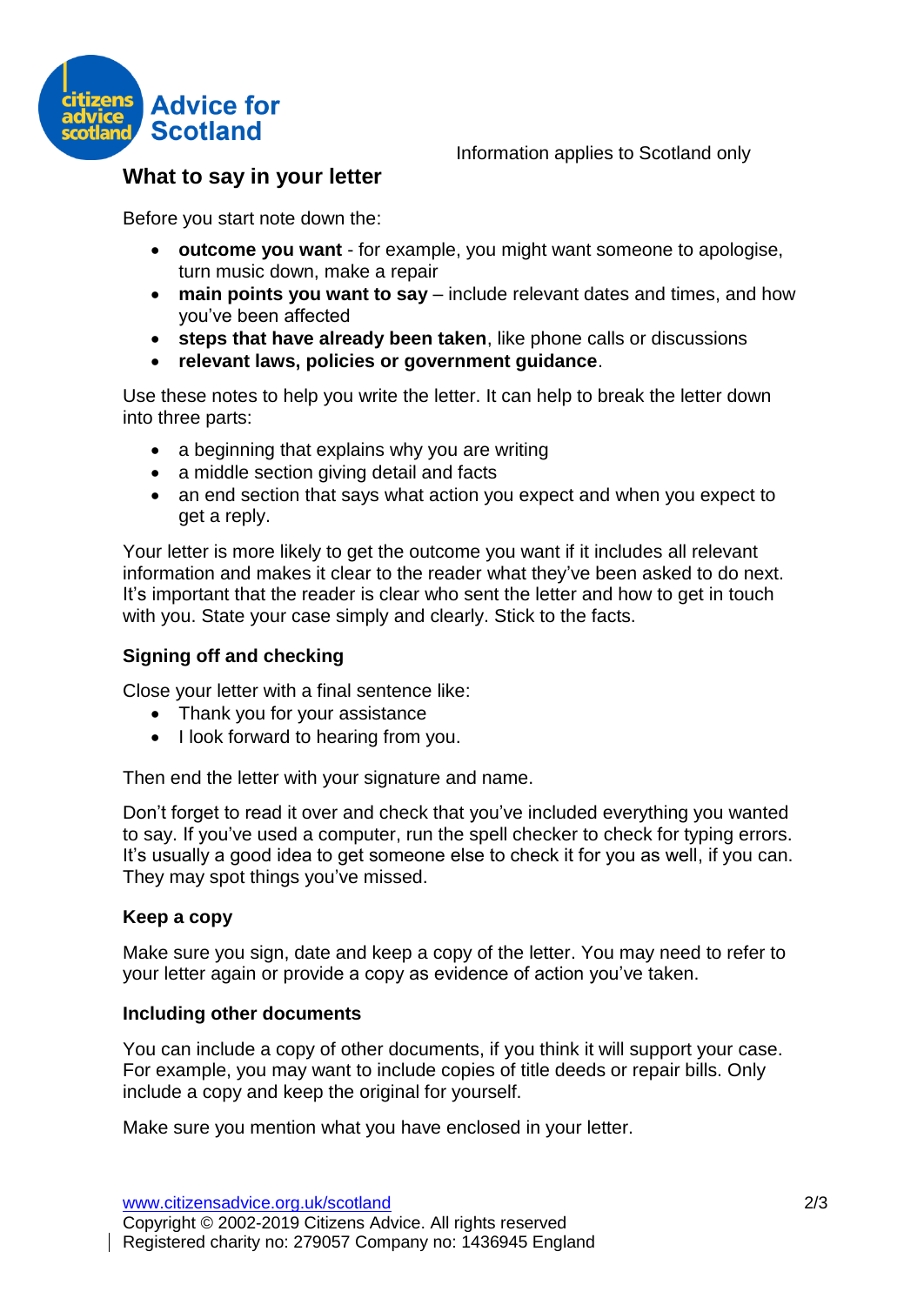Information applies to Scotland only

## What to say in your letter

Before you start note down the:

- **outcome you want** - for example, you might want someone to apologise, turn music down, make a repair
- **main points you want to say** – include relevant dates and times, and how you've been affected
- **steps that have already been taken**, like phone calls or discussions
- **relevant laws, policies or government guidance**.

Use these notes to help you write the letter. It can help to break the letter down into three parts:

- a beginning that explains why you are writing
- a middle section giving detail and facts
- an end section that says what action you expect and when you expect to get a reply.

Your letter is more likely to get the outcome you want if it includes all relevant information and makes it clear to the reader what they've been asked to do next. It's important that the reader is clear who sent the letter and how to get in touch with you. State your case simply and clearly. Stick to the facts.

### Signing off and checking

Close your letter with a final sentence like:

- Thank you for your assistance
- I look forward to hearing from you.

Then end the letter with your signature and name.

Don't forget to read it over and check that you've included everything you wanted to say. If you've used a computer, run the spell checker to check for typing errors. It's usually a good idea to get someone else to check it for you as well, if you can. They may spot things you've missed.

### Keep a copy

Make sure you sign, date and keep a copy of the letter. You may need to refer to your letter again or provide a copy as evidence of action you've taken.

### Including other documents

You can include a copy of other documents, if you think it will support your case. For example, you may want to include copies of title deeds or repair bills. Only include a copy and keep the original for yourself.

Make sure you mention what you have enclosed in your letter.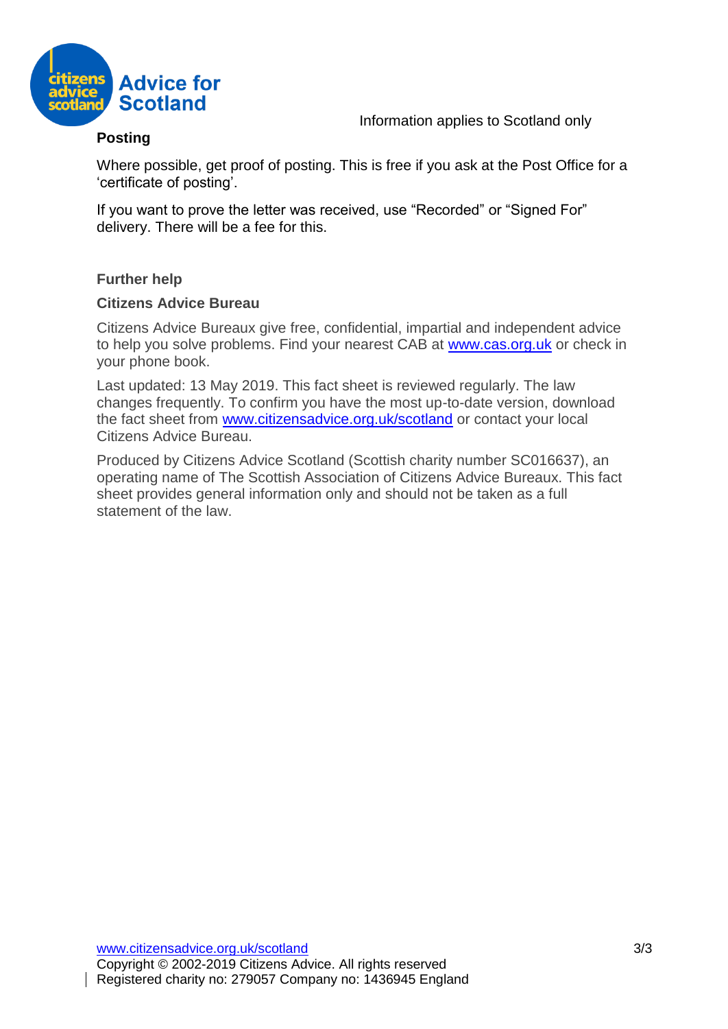Information applies to Scotland only

**Posting**

Where possible, get proof of posting. This is free if you ask at the Post Office for a 'certificate of posting'.

If you want to prove the letter was received, use "Recorded" or "Signed For" delivery. There will be a fee for this.

## Further help

### Citizens Advice Bureau

Citizens Advice Bureaux give free, confidential, impartial and independent advice to help you solve problems. Find your nearest CAB at www.cas.org.uk or check in your phone book.

Last updated: 13 May 2019. This fact sheet is reviewed regularly. The law changes frequently. To confirm you have the most up-to-date version, download the fact sheet from www.citizensadvice.org.uk/scotland or contact your local Citizens Advice Bureau.

Produced by Citizens Advice Scotland (Scottish charity number SC016637), an operating name of The Scottish Association of Citizens Advice Bureaux. This fact sheet provides general information only and should not be taken as a full statement of the law.

www.citizensadvice.org.uk/scotland
Copyright © 2002-2019 Citizens Advice. All rights reserved
Registered charity no: 279057 Company no: 1436945 England